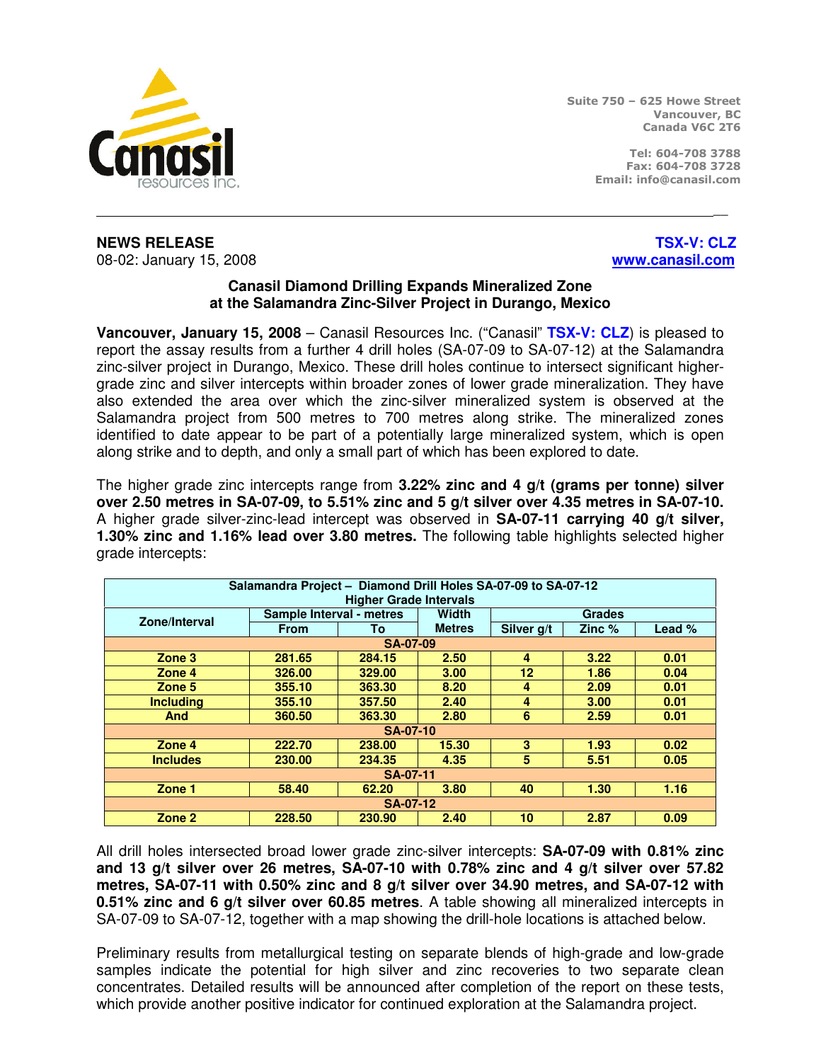Canasil resources inc.

Suite 750 – 625 Howe Street
Vancouver, BC
Canada V6C 2T6

Tel: 604-708 3788
Fax: 604-708 3728
Email: info@canasil.com

**NEWS RELEASE**
08-02: January 15, 2008

**TSX-V: CLZ**
www.canasil.com

## Canasil Diamond Drilling Expands Mineralized Zone at the Salamandra Zinc-Silver Project in Durango, Mexico

**Vancouver, January 15, 2008** – Canasil Resources Inc. (“Canasil” **TSX-V: CLZ**) is pleased to report the assay results from a further 4 drill holes (SA-07-09 to SA-07-12) at the Salamandra zinc-silver project in Durango, Mexico. These drill holes continue to intersect significant higher-grade zinc and silver intercepts within broader zones of lower grade mineralization. They have also extended the area over which the zinc-silver mineralized system is observed at the Salamandra project from 500 metres to 700 metres along strike. The mineralized zones identified to date appear to be part of a potentially large mineralized system, which is open along strike and to depth, and only a small part of which has been explored to date.

The higher grade zinc intercepts range from **3.22% zinc and 4 g/t (grams per tonne) silver over 2.50 metres in SA-07-09, to 5.51% zinc and 5 g/t silver over 4.35 metres in SA-07-10.** A higher grade silver-zinc-lead intercept was observed in **SA-07-11 carrying 40 g/t silver, 1.30% zinc and 1.16% lead over 3.80 metres.** The following table highlights selected higher grade intercepts:

| Salamandra Project – Diamond Drill Holes SA-07-09 to SA-07-12<br>Higher Grade Intervals | | | | | | |
|---|---|---|---|---|---|---|
| Zone/Interval | Sample Interval - metres | | Width | Grades | | |
| | From | To | Metres | Silver g/t | Zinc % | Lead % |
| **SA-07-09** | | | | | | |
| Zone 3 | 281.65 | 284.15 | 2.50 | 4 | 3.22 | 0.01 |
| Zone 4 | 326.00 | 329.00 | 3.00 | 12 | 1.86 | 0.04 |
| Zone 5 | 355.10 | 363.30 | 8.20 | 4 | 2.09 | 0.01 |
| Including | 355.10 | 357.50 | 2.40 | 4 | 3.00 | 0.01 |
| And | 360.50 | 363.30 | 2.80 | 6 | 2.59 | 0.01 |
| **SA-07-10** | | | | | | |
| Zone 4 | 222.70 | 238.00 | 15.30 | 3 | 1.93 | 0.02 |
| Includes | 230.00 | 234.35 | 4.35 | 5 | 5.51 | 0.05 |
| **SA-07-11** | | | | | | |
| Zone 1 | 58.40 | 62.20 | 3.80 | 40 | 1.30 | 1.16 |
| **SA-07-12** | | | | | | |
| Zone 2 | 228.50 | 230.90 | 2.40 | 10 | 2.87 | 0.09 |

All drill holes intersected broad lower grade zinc-silver intercepts: **SA-07-09 with 0.81% zinc and 13 g/t silver over 26 metres, SA-07-10 with 0.78% zinc and 4 g/t silver over 57.82 metres, SA-07-11 with 0.50% zinc and 8 g/t silver over 34.90 metres, and SA-07-12 with 0.51% zinc and 6 g/t silver over 60.85 metres**. A table showing all mineralized intercepts in SA-07-09 to SA-07-12, together with a map showing the drill-hole locations is attached below.

Preliminary results from metallurgical testing on separate blends of high-grade and low-grade samples indicate the potential for high silver and zinc recoveries to two separate clean concentrates. Detailed results will be announced after completion of the report on these tests, which provide another positive indicator for continued exploration at the Salamandra project.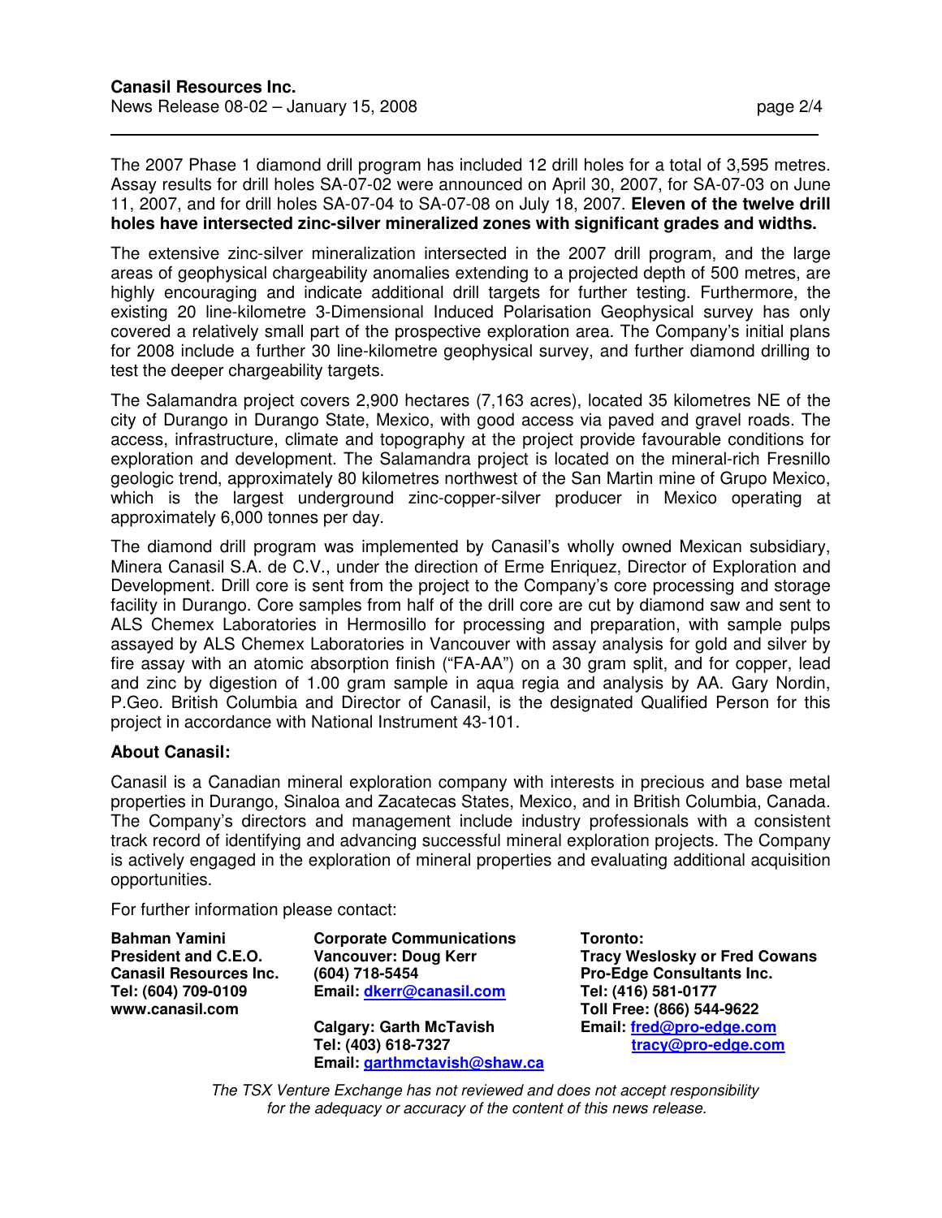The 2007 Phase 1 diamond drill program has included 12 drill holes for a total of 3,595 metres. Assay results for drill holes SA-07-02 were announced on April 30, 2007, for SA-07-03 on June 11, 2007, and for drill holes SA-07-04 to SA-07-08 on July 18, 2007. **Eleven of the twelve drill holes have intersected zinc-silver mineralized zones with significant grades and widths.**

The extensive zinc-silver mineralization intersected in the 2007 drill program, and the large areas of geophysical chargeability anomalies extending to a projected depth of 500 metres, are highly encouraging and indicate additional drill targets for further testing. Furthermore, the existing 20 line-kilometre 3-Dimensional Induced Polarisation Geophysical survey has only covered a relatively small part of the prospective exploration area. The Company's initial plans for 2008 include a further 30 line-kilometre geophysical survey, and further diamond drilling to test the deeper chargeability targets.

The Salamandra project covers 2,900 hectares (7,163 acres), located 35 kilometres NE of the city of Durango in Durango State, Mexico, with good access via paved and gravel roads. The access, infrastructure, climate and topography at the project provide favourable conditions for exploration and development. The Salamandra project is located on the mineral-rich Fresnillo geologic trend, approximately 80 kilometres northwest of the San Martin mine of Grupo Mexico, which is the largest underground zinc-copper-silver producer in Mexico operating at approximately 6,000 tonnes per day.

The diamond drill program was implemented by Canasil's wholly owned Mexican subsidiary, Minera Canasil S.A. de C.V., under the direction of Erme Enriquez, Director of Exploration and Development. Drill core is sent from the project to the Company's core processing and storage facility in Durango. Core samples from half of the drill core are cut by diamond saw and sent to ALS Chemex Laboratories in Hermosillo for processing and preparation, with sample pulps assayed by ALS Chemex Laboratories in Vancouver with assay analysis for gold and silver by fire assay with an atomic absorption finish ("FA-AA") on a 30 gram split, and for copper, lead and zinc by digestion of 1.00 gram sample in aqua regia and analysis by AA. Gary Nordin, P.Geo. British Columbia and Director of Canasil, is the designated Qualified Person for this project in accordance with National Instrument 43-101.

## About Canasil:

Canasil is a Canadian mineral exploration company with interests in precious and base metal properties in Durango, Sinaloa and Zacatecas States, Mexico, and in British Columbia, Canada. The Company's directors and management include industry professionals with a consistent track record of identifying and advancing successful mineral exploration projects. The Company is actively engaged in the exploration of mineral properties and evaluating additional acquisition opportunities.

For further information please contact:

**Bahman Yamini**
**President and C.E.O.**
**Canasil Resources Inc.**
**Tel: (604) 709-0109**
**www.canasil.com**

**Corporate Communications**
**Vancouver: Doug Kerr**
**(604) 718-5454**
**Email: dkerr@canasil.com**

**Calgary: Garth McTavish**
**Tel: (403) 618-7327**
**Email: garthmctavish@shaw.ca**

**Toronto:**
**Tracy Weslosky or Fred Cowans**
**Pro-Edge Consultants Inc.**
**Tel: (416) 581-0177**
**Toll Free: (866) 544-9622**
**Email: fred@pro-edge.com**
**tracy@pro-edge.com**

*The TSX Venture Exchange has not reviewed and does not accept responsibility for the adequacy or accuracy of the content of this news release.*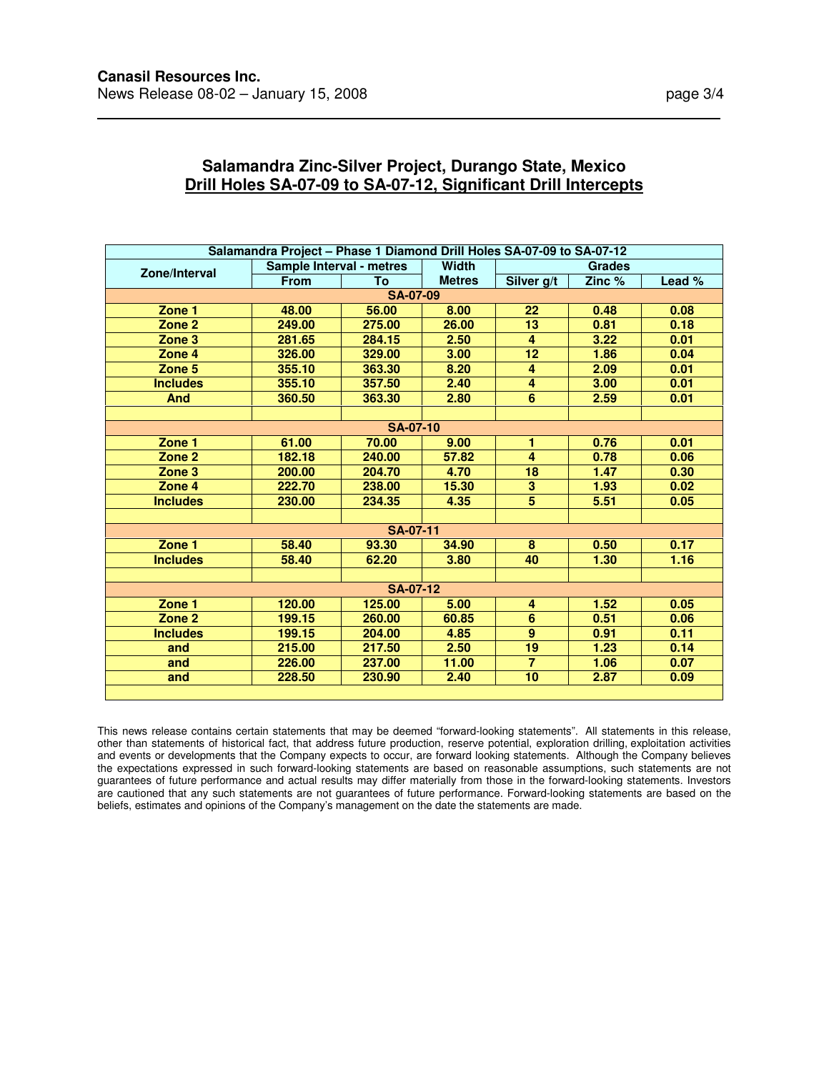## Salamandra Zinc-Silver Project, Durango State, Mexico

## Drill Holes SA-07-09 to SA-07-12, Significant Drill Intercepts

| Salamandra Project – Phase 1 Diamond Drill Holes SA-07-09 to SA-07-12 | | | | | | |
|---|---|---|---|---|---|---|
| **Zone/Interval** | **Sample Interval - metres** | | **Width** | **Grades** | | |
| | **From** | **To** | **Metres** | **Silver g/t** | **Zinc %** | **Lead %** |
| **SA-07-09** | | | | | | |
| **Zone 1** | **48.00** | **56.00** | **8.00** | **22** | **0.48** | **0.08** |
| **Zone 2** | **249.00** | **275.00** | **26.00** | **13** | **0.81** | **0.18** |
| **Zone 3** | **281.65** | **284.15** | **2.50** | **4** | **3.22** | **0.01** |
| **Zone 4** | **326.00** | **329.00** | **3.00** | **12** | **1.86** | **0.04** |
| **Zone 5** | **355.10** | **363.30** | **8.20** | **4** | **2.09** | **0.01** |
| **Includes** | **355.10** | **357.50** | **2.40** | **4** | **3.00** | **0.01** |
| **And** | **360.50** | **363.30** | **2.80** | **6** | **2.59** | **0.01** |
| | | | | | | |
| **SA-07-10** | | | | | | |
| **Zone 1** | **61.00** | **70.00** | **9.00** | **1** | **0.76** | **0.01** |
| **Zone 2** | **182.18** | **240.00** | **57.82** | **4** | **0.78** | **0.06** |
| **Zone 3** | **200.00** | **204.70** | **4.70** | **18** | **1.47** | **0.30** |
| **Zone 4** | **222.70** | **238.00** | **15.30** | **3** | **1.93** | **0.02** |
| **Includes** | **230.00** | **234.35** | **4.35** | **5** | **5.51** | **0.05** |
| | | | | | | |
| **SA-07-11** | | | | | | |
| **Zone 1** | **58.40** | **93.30** | **34.90** | **8** | **0.50** | **0.17** |
| **Includes** | **58.40** | **62.20** | **3.80** | **40** | **1.30** | **1.16** |
| | | | | | | |
| **SA-07-12** | | | | | | |
| **Zone 1** | **120.00** | **125.00** | **5.00** | **4** | **1.52** | **0.05** |
| **Zone 2** | **199.15** | **260.00** | **60.85** | **6** | **0.51** | **0.06** |
| **Includes** | **199.15** | **204.00** | **4.85** | **9** | **0.91** | **0.11** |
| **and** | **215.00** | **217.50** | **2.50** | **19** | **1.23** | **0.14** |
| **and** | **226.00** | **237.00** | **11.00** | **7** | **1.06** | **0.07** |
| **and** | **228.50** | **230.90** | **2.40** | **10** | **2.87** | **0.09** |

This news release contains certain statements that may be deemed "forward-looking statements". All statements in this release, other than statements of historical fact, that address future production, reserve potential, exploration drilling, exploitation activities and events or developments that the Company expects to occur, are forward looking statements. Although the Company believes the expectations expressed in such forward-looking statements are based on reasonable assumptions, such statements are not guarantees of future performance and actual results may differ materially from those in the forward-looking statements. Investors are cautioned that any such statements are not guarantees of future performance. Forward-looking statements are based on the beliefs, estimates and opinions of the Company's management on the date the statements are made.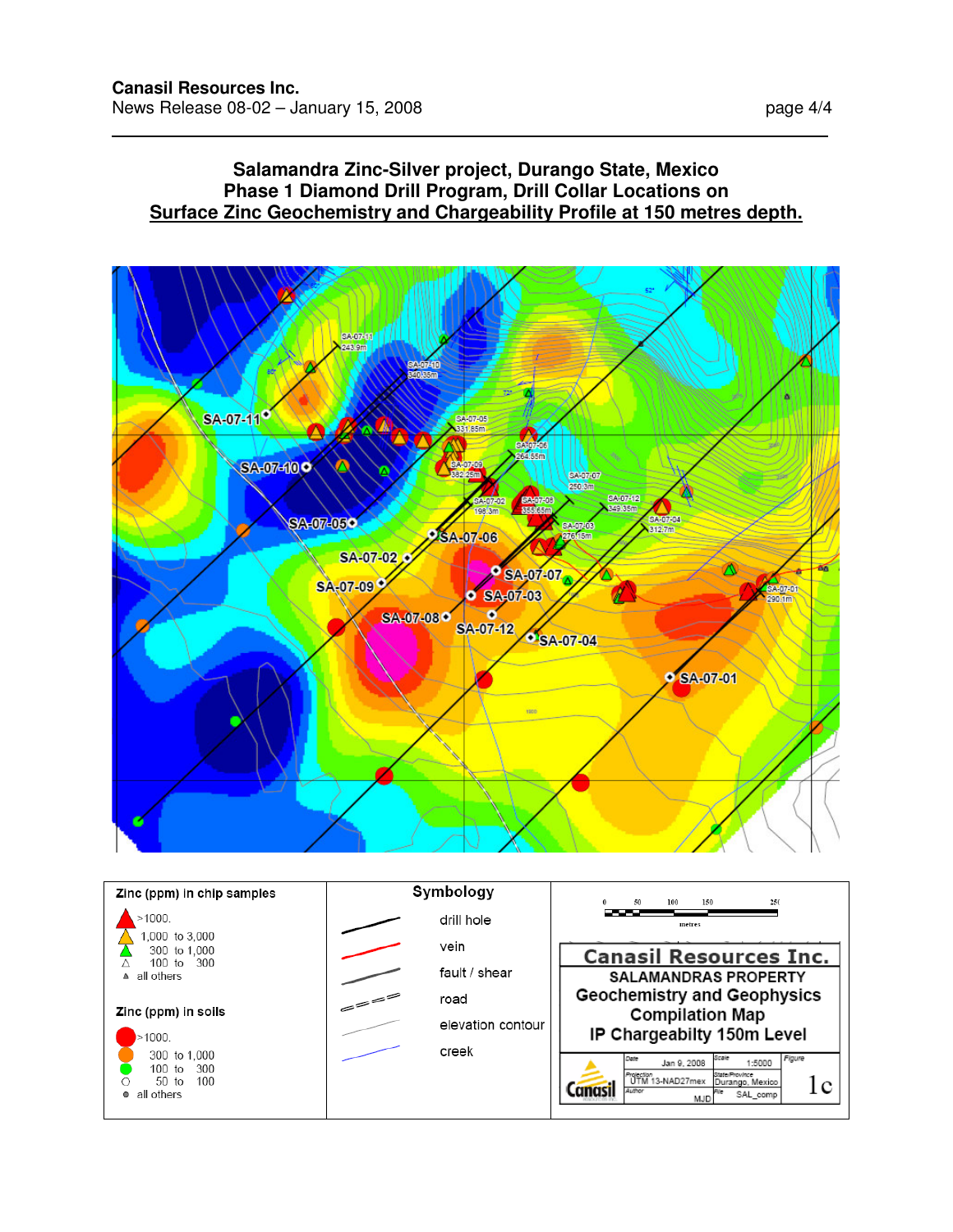# Salamandra Zinc-Silver project, Durango State, Mexico
## Phase 1 Diamond Drill Program, Drill Collar Locations on
## Surface Zinc Geochemistry and Chargeability Profile at 150 metres depth.

SA-07-11 243.9m
SA-07-10 340.35m
SA-07-05 331.85m
SA-07-06 264.55m
SA-07-09 382.25m
SA-07-07 250.3m
SA-07-02 198.3m
SA-07-08 355.65m
SA-07-12 349.35m
SA-07-03 276.15m
SA-07-04 312.7m
SA-07-01 290.1m

SA-07-11
SA-07-10
SA-07-05
SA-07-06
SA-07-02
SA-07-09
SA-07-07
SA-07-03
SA-07-08
SA-07-12
SA-07-04
SA-07-01

Zinc (ppm) in chip samples
- >1000.
- 1,000 to 3,000
- 300 to 1,000
- 100 to 300
- all others

Zinc (ppm) in soils
- >1000.
- 300 to 1,000
- 100 to 300
- 50 to 100
- all others

Symbology
- drill hole
- vein
- fault / shear
- road
- elevation contour
- creek

0 50 100 150 250
metres

Canasil Resources Inc.
SALAMANDRAS PROPERTY
Geochemistry and Geophysics
Compilation Map
IP Chargeabilty 150m Level

Date: Jan 9, 2008
Scale: 1:5000
Figure: 1c
Projection: UTM 13-NAD27mex
State/Province: Durango, Mexico
Author: MJD
File: SAL_comp